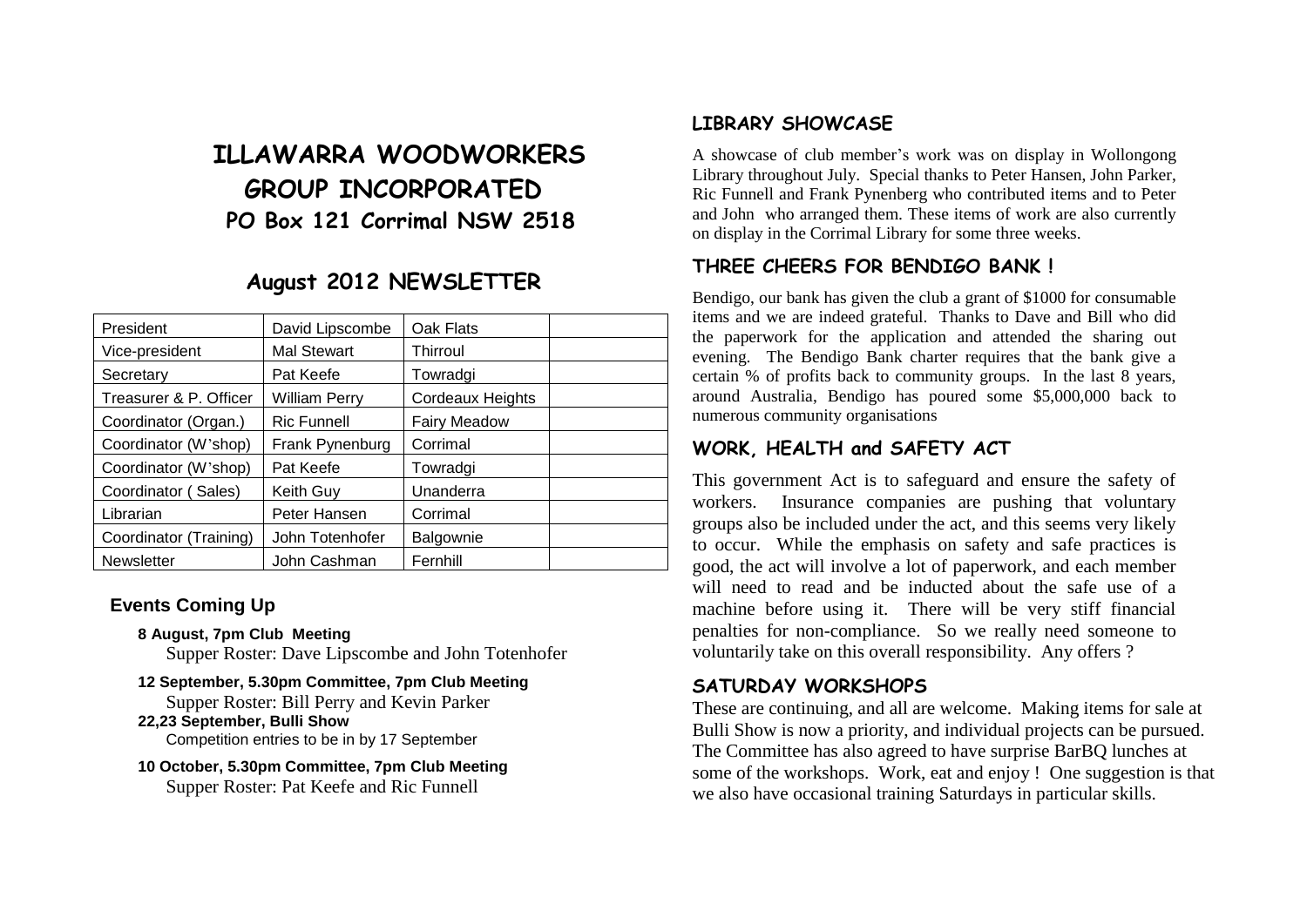# ILLAWARRA WOODWORKERS GROUP INCORPORATED

## PO Box 121 Corrimal NSW 2518

## August 2012 NEWSLETTER

| President | David Lipscombe | Oak Flats | |
|---|---|---|---|
| Vice-president | Mal Stewart | Thirroul | |
| Secretary | Pat Keefe | Towradgi | |
| Treasurer & P. Officer | William Perry | Cordeaux Heights | |
| Coordinator (Organ.) | Ric Funnell | Fairy Meadow | |
| Coordinator (W'shop) | Frank Pynenburg | Corrimal | |
| Coordinator (W'shop) | Pat Keefe | Towradgi | |
| Coordinator ( Sales) | Keith Guy | Unanderra | |
| Librarian | Peter Hansen | Corrimal | |
| Coordinator (Training) | John Totenhofer | Balgownie | |
| Newsletter | John Cashman | Fernhill | |

### Events Coming Up

**8 August, 7pm Club Meeting**
Supper Roster: Dave Lipscombe and John Totenhofer

**12 September, 5.30pm Committee, 7pm Club Meeting**
Supper Roster: Bill Perry and Kevin Parker

**22,23 September, Bulli Show**
Competition entries to be in by 17 September

**10 October, 5.30pm Committee, 7pm Club Meeting**
Supper Roster: Pat Keefe and Ric Funnell

### LIBRARY SHOWCASE

A showcase of club member's work was on display in Wollongong Library throughout July. Special thanks to Peter Hansen, John Parker, Ric Funnell and Frank Pynenberg who contributed items and to Peter and John who arranged them. These items of work are also currently on display in the Corrimal Library for some three weeks.

### THREE CHEERS FOR BENDIGO BANK !

Bendigo, our bank has given the club a grant of $1000 for consumable items and we are indeed grateful. Thanks to Dave and Bill who did the paperwork for the application and attended the sharing out evening. The Bendigo Bank charter requires that the bank give a certain % of profits back to community groups. In the last 8 years, around Australia, Bendigo has poured some $5,000,000 back to numerous community organisations

### WORK, HEALTH and SAFETY ACT

This government Act is to safeguard and ensure the safety of workers. Insurance companies are pushing that voluntary groups also be included under the act, and this seems very likely to occur. While the emphasis on safety and safe practices is good, the act will involve a lot of paperwork, and each member will need to read and be inducted about the safe use of a machine before using it. There will be very stiff financial penalties for non-compliance. So we really need someone to voluntarily take on this overall responsibility. Any offers ?

### SATURDAY WORKSHOPS

These are continuing, and all are welcome. Making items for sale at Bulli Show is now a priority, and individual projects can be pursued. The Committee has also agreed to have surprise BarBQ lunches at some of the workshops. Work, eat and enjoy ! One suggestion is that we also have occasional training Saturdays in particular skills.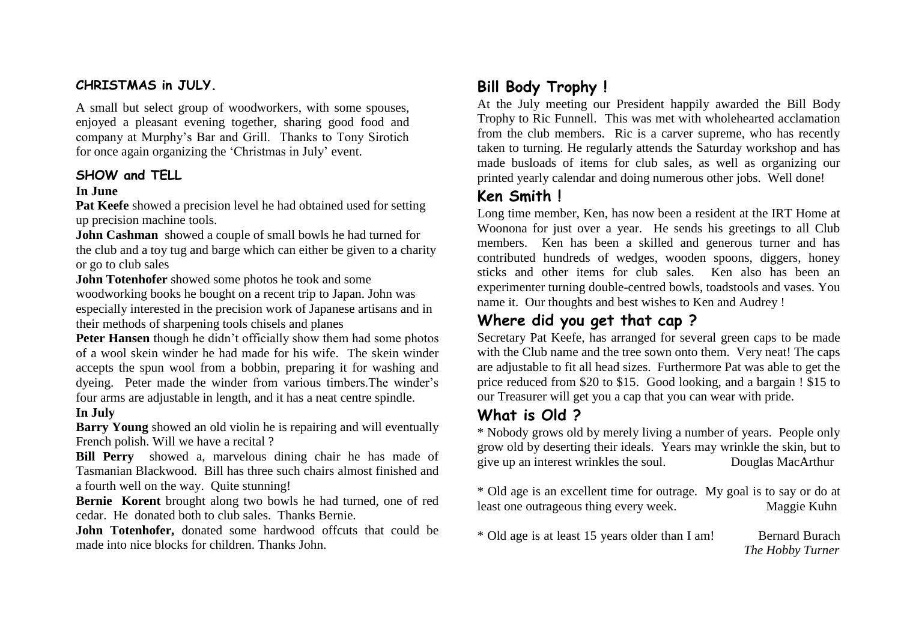## CHRISTMAS in JULY.

A small but select group of woodworkers, with some spouses, enjoyed a pleasant evening together, sharing good food and company at Murphy's Bar and Grill. Thanks to Tony Sirotich for once again organizing the 'Christmas in July' event.

## SHOW and TELL

**In June**

**Pat Keefe** showed a precision level he had obtained used for setting up precision machine tools.

**John Cashman** showed a couple of small bowls he had turned for the club and a toy tug and barge which can either be given to a charity or go to club sales

**John Totenhofer** showed some photos he took and some woodworking books he bought on a recent trip to Japan. John was especially interested in the precision work of Japanese artisans and in their methods of sharpening tools chisels and planes

**Peter Hansen** though he didn't officially show them had some photos of a wool skein winder he had made for his wife. The skein winder accepts the spun wool from a bobbin, preparing it for washing and dyeing. Peter made the winder from various timbers.The winder's four arms are adjustable in length, and it has a neat centre spindle.

**In July**

**Barry Young** showed an old violin he is repairing and will eventually French polish. Will we have a recital ?

**Bill Perry** showed a, marvelous dining chair he has made of Tasmanian Blackwood. Bill has three such chairs almost finished and a fourth well on the way. Quite stunning!

**Bernie Korent** brought along two bowls he had turned, one of red cedar. He donated both to club sales. Thanks Bernie.

**John Totenhofer,** donated some hardwood offcuts that could be made into nice blocks for children. Thanks John.

## Bill Body Trophy !

At the July meeting our President happily awarded the Bill Body Trophy to Ric Funnell. This was met with wholehearted acclamation from the club members. Ric is a carver supreme, who has recently taken to turning. He regularly attends the Saturday workshop and has made busloads of items for club sales, as well as organizing our printed yearly calendar and doing numerous other jobs. Well done!

## Ken Smith !

Long time member, Ken, has now been a resident at the IRT Home at Woonona for just over a year. He sends his greetings to all Club members. Ken has been a skilled and generous turner and has contributed hundreds of wedges, wooden spoons, diggers, honey sticks and other items for club sales. Ken also has been an experimenter turning double-centred bowls, toadstools and vases. You name it. Our thoughts and best wishes to Ken and Audrey !

## Where did you get that cap ?

Secretary Pat Keefe, has arranged for several green caps to be made with the Club name and the tree sown onto them. Very neat! The caps are adjustable to fit all head sizes. Furthermore Pat was able to get the price reduced from $20 to $15. Good looking, and a bargain ! $15 to our Treasurer will get you a cap that you can wear with pride.

## What is Old ?

* Nobody grows old by merely living a number of years. People only grow old by deserting their ideals. Years may wrinkle the skin, but to give up an interest wrinkles the soul. — Douglas MacArthur

* Old age is an excellent time for outrage. My goal is to say or do at least one outrageous thing every week. — Maggie Kuhn

* Old age is at least 15 years older than I am! — Bernard Burach
*The Hobby Turner*